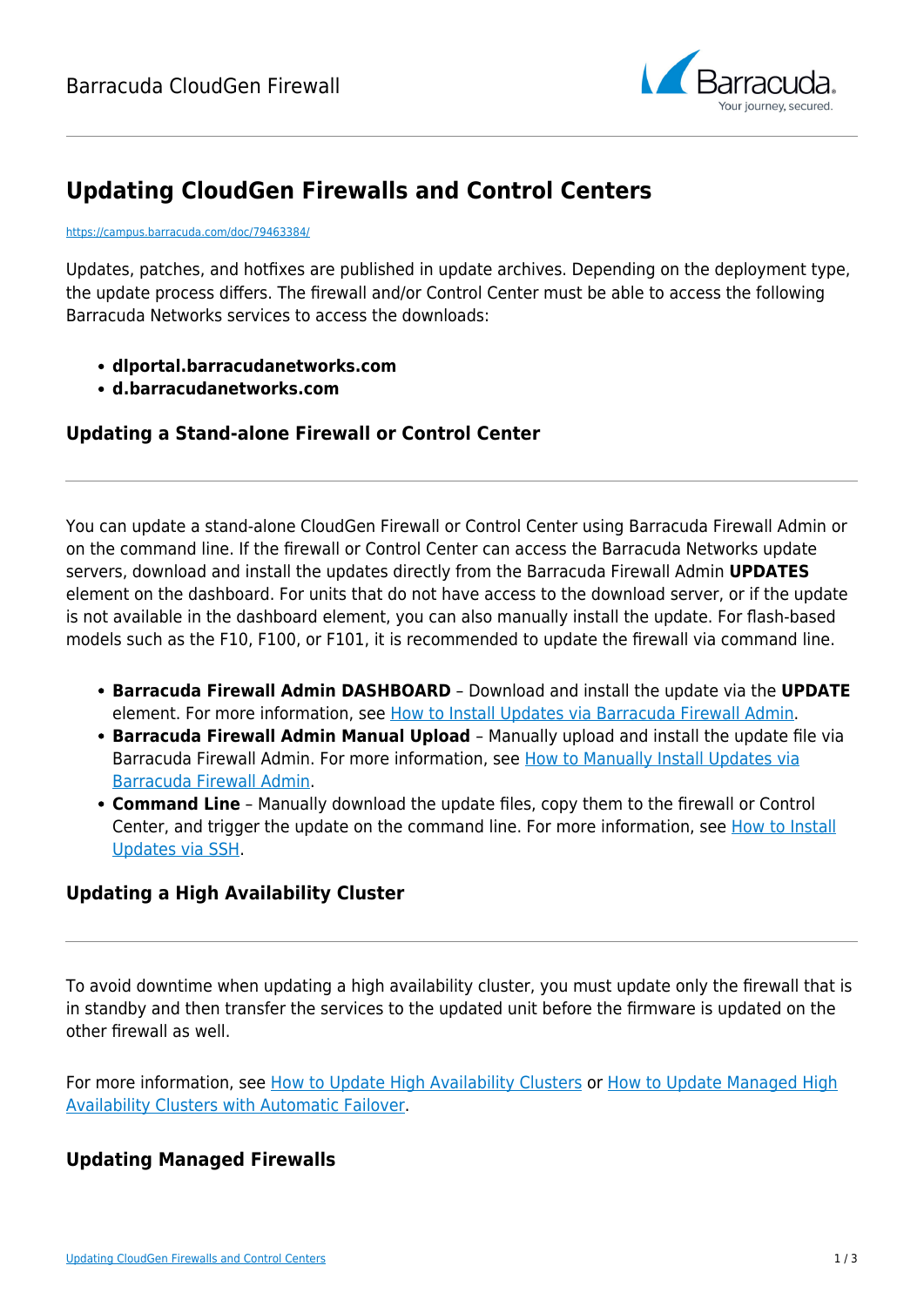# Updating CloudGen Firewalls and Control Centers

https://campus.barracuda.com/doc/79463384/

Updates, patches, and hotfixes are published in update archives. Depending on the deployment type, the update process differs. The firewall and/or Control Center must be able to access the following Barracuda Networks services to access the downloads:

- **dlportal.barracudanetworks.com**
- **d.barracudanetworks.com**

## Updating a Stand-alone Firewall or Control Center

You can update a stand-alone CloudGen Firewall or Control Center using Barracuda Firewall Admin or on the command line. If the firewall or Control Center can access the Barracuda Networks update servers, download and install the updates directly from the Barracuda Firewall Admin **UPDATES** element on the dashboard. For units that do not have access to the download server, or if the update is not available in the dashboard element, you can also manually install the update. For flash-based models such as the F10, F100, or F101, it is recommended to update the firewall via command line.

- **Barracuda Firewall Admin DASHBOARD** – Download and install the update via the **UPDATE** element. For more information, see How to Install Updates via Barracuda Firewall Admin.
- **Barracuda Firewall Admin Manual Upload** – Manually upload and install the update file via Barracuda Firewall Admin. For more information, see How to Manually Install Updates via Barracuda Firewall Admin.
- **Command Line** – Manually download the update files, copy them to the firewall or Control Center, and trigger the update on the command line. For more information, see How to Install Updates via SSH.

## Updating a High Availability Cluster

To avoid downtime when updating a high availability cluster, you must update only the firewall that is in standby and then transfer the services to the updated unit before the firmware is updated on the other firewall as well.

For more information, see How to Update High Availability Clusters or How to Update Managed High Availability Clusters with Automatic Failover.

## Updating Managed Firewalls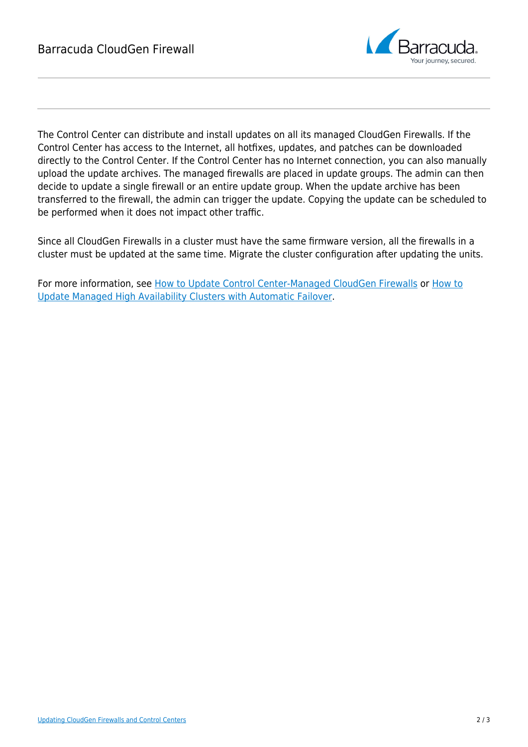The Control Center can distribute and install updates on all its managed CloudGen Firewalls. If the Control Center has access to the Internet, all hotfixes, updates, and patches can be downloaded directly to the Control Center. If the Control Center has no Internet connection, you can also manually upload the update archives. The managed firewalls are placed in update groups. The admin can then decide to update a single firewall or an entire update group. When the update archive has been transferred to the firewall, the admin can trigger the update. Copying the update can be scheduled to be performed when it does not impact other traffic.

Since all CloudGen Firewalls in a cluster must have the same firmware version, all the firewalls in a cluster must be updated at the same time. Migrate the cluster configuration after updating the units.

For more information, see How to Update Control Center-Managed CloudGen Firewalls or How to Update Managed High Availability Clusters with Automatic Failover.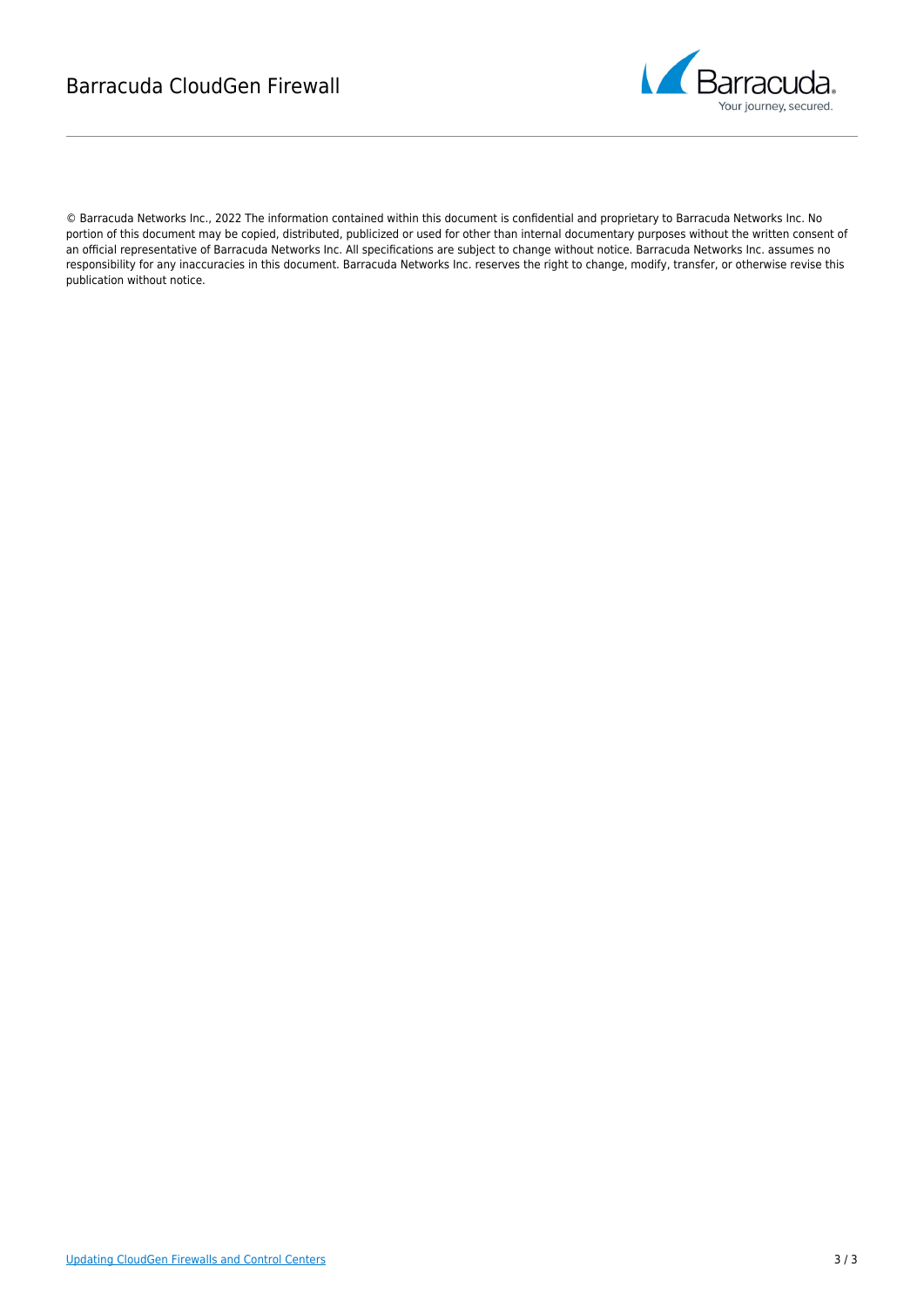© Barracuda Networks Inc., 2022 The information contained within this document is confidential and proprietary to Barracuda Networks Inc. No portion of this document may be copied, distributed, publicized or used for other than internal documentary purposes without the written consent of an official representative of Barracuda Networks Inc. All specifications are subject to change without notice. Barracuda Networks Inc. assumes no responsibility for any inaccuracies in this document. Barracuda Networks Inc. reserves the right to change, modify, transfer, or otherwise revise this publication without notice.